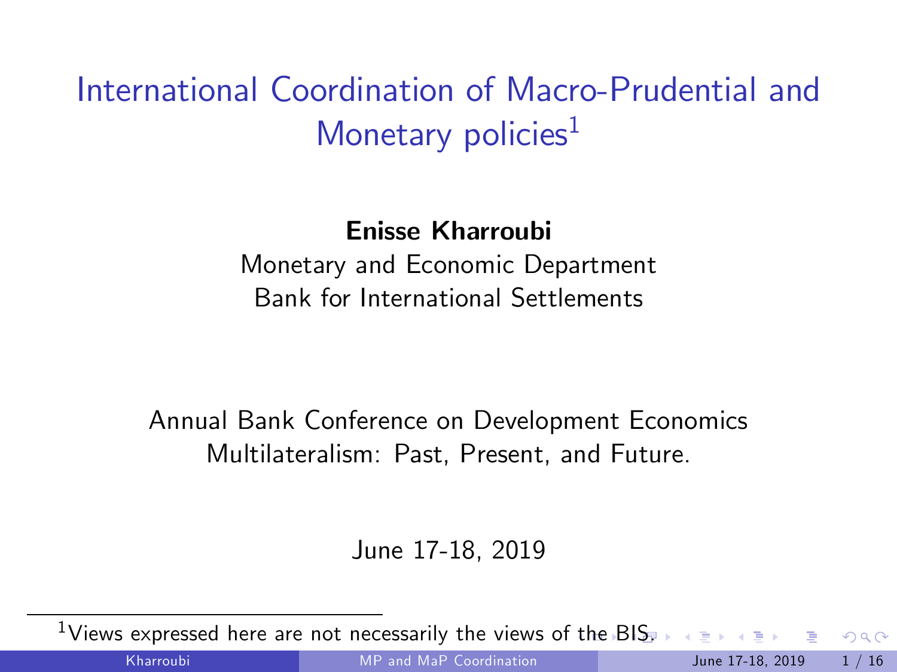# International Coordination of Macro-Prudential and Monetary policies[1]

**Enisse Kharroubi**

Monetary and Economic Department
Bank for International Settlements

Annual Bank Conference on Development Economics
Multilateralism: Past, Present, and Future.

June 17-18, 2019

[1] Views expressed here are not necessarily the views of the BIS.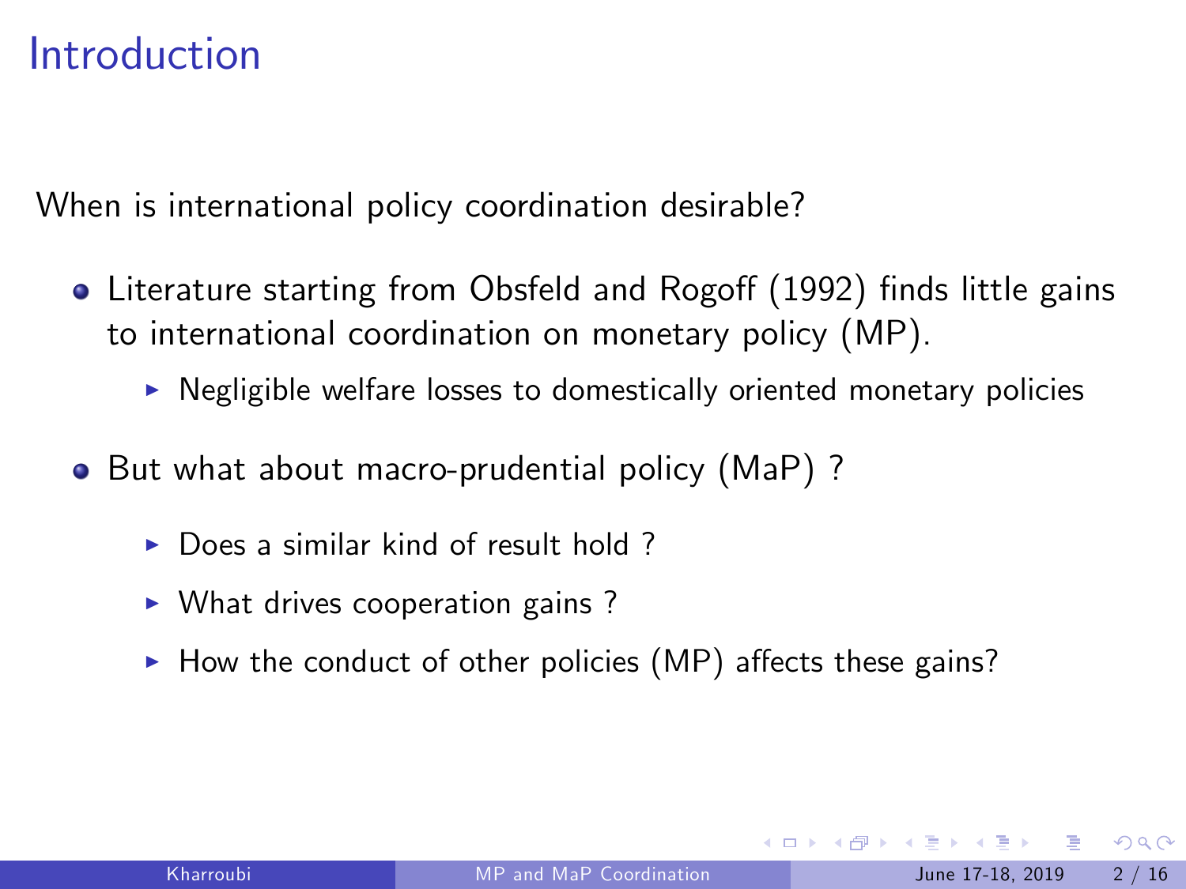# Introduction

When is international policy coordination desirable?

- Literature starting from Obsfeld and Rogoff (1992) finds little gains to international coordination on monetary policy (MP).
  - Negligible welfare losses to domestically oriented monetary policies
- But what about macro-prudential policy (MaP) ?
  - Does a similar kind of result hold ?
  - What drives cooperation gains ?
  - How the conduct of other policies (MP) affects these gains?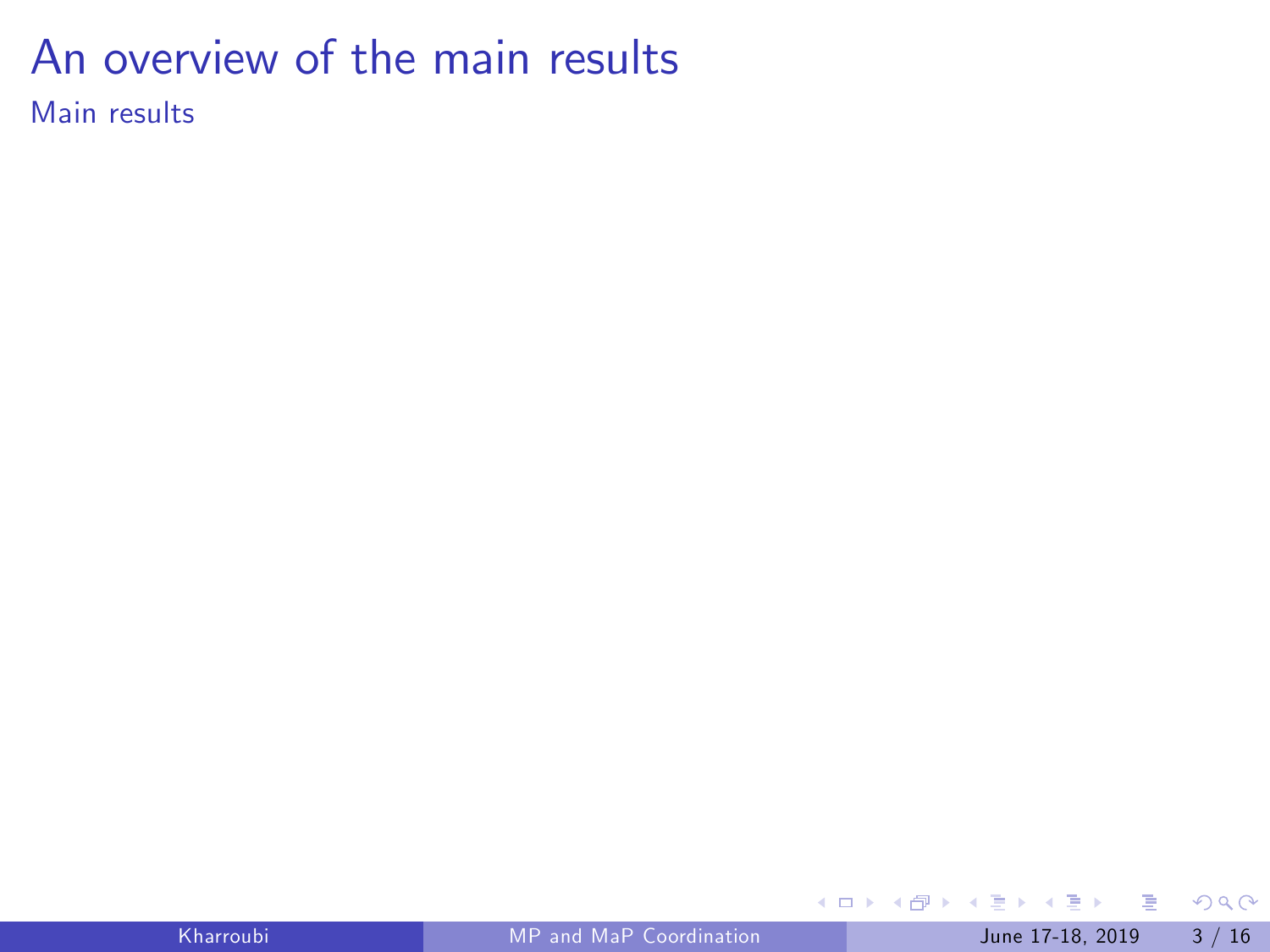# An overview of the main results

## Main results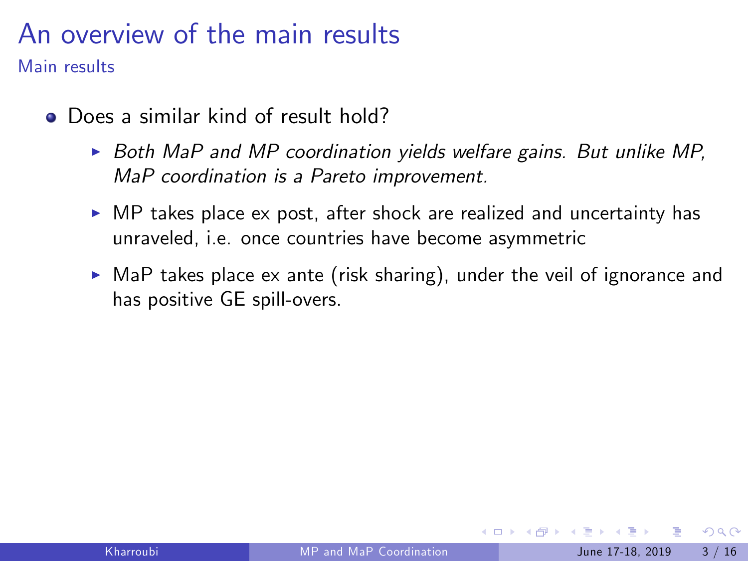# An overview of the main results

## Main results

- Does a similar kind of result hold?
  - *Both MaP and MP coordination yields welfare gains. But unlike MP, MaP coordination is a Pareto improvement.*
  - MP takes place ex post, after shock are realized and uncertainty has unraveled, i.e. once countries have become asymmetric
  - MaP takes place ex ante (risk sharing), under the veil of ignorance and has positive GE spill-overs.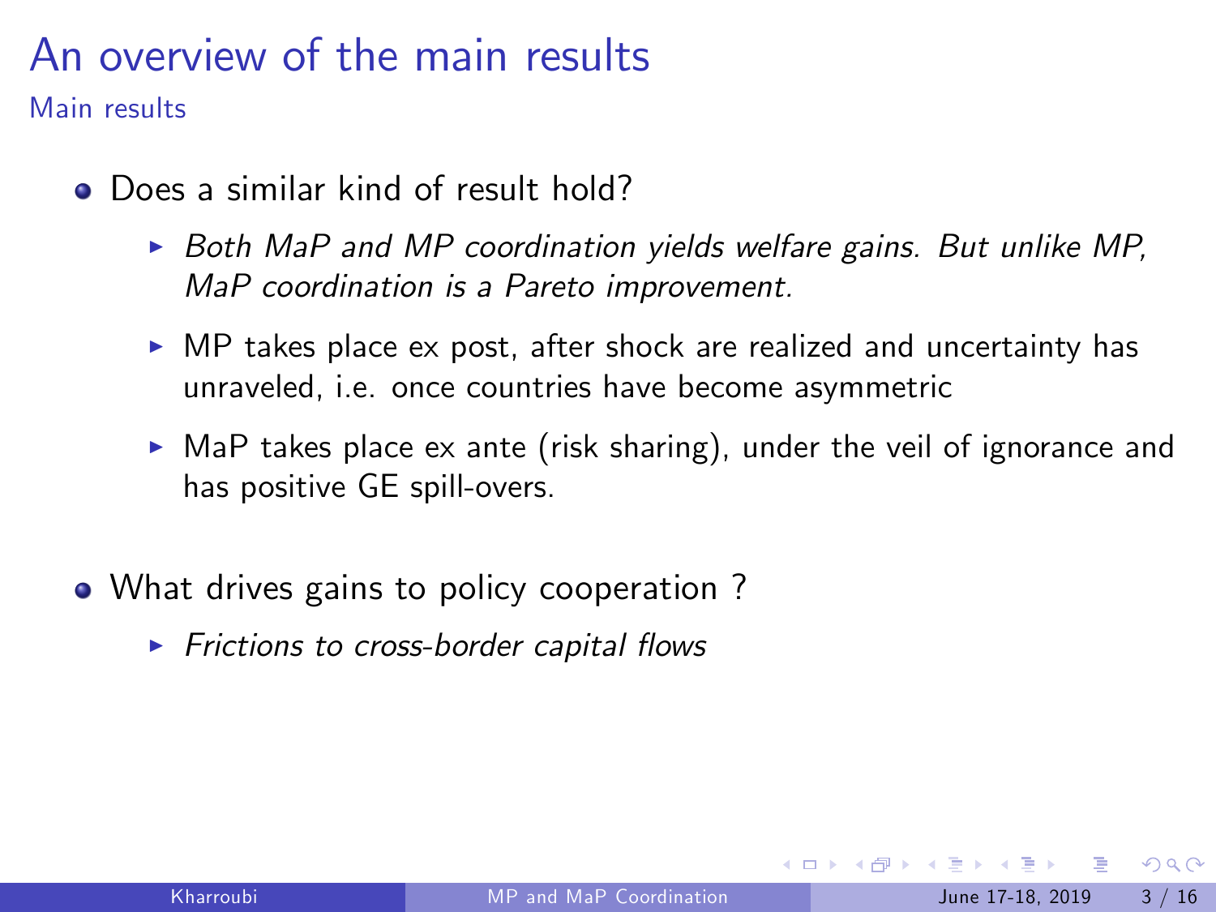# An overview of the main results

## Main results

- Does a similar kind of result hold?
  - *Both MaP and MP coordination yields welfare gains. But unlike MP, MaP coordination is a Pareto improvement.*
  - MP takes place ex post, after shock are realized and uncertainty has unraveled, i.e. once countries have become asymmetric
  - MaP takes place ex ante (risk sharing), under the veil of ignorance and has positive GE spill-overs.
- What drives gains to policy cooperation ?
  - *Frictions to cross-border capital flows*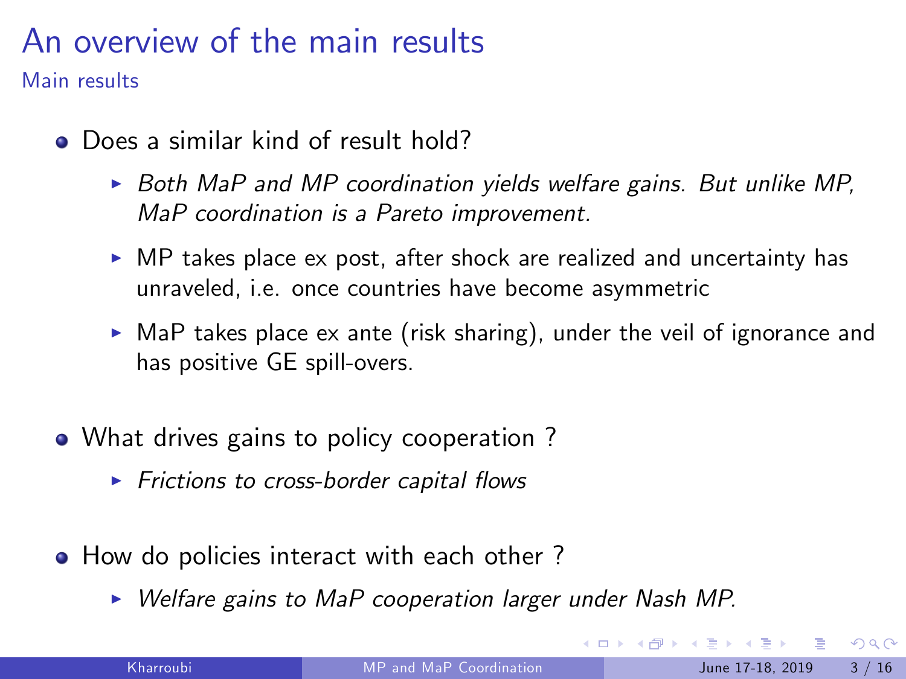# An overview of the main results

## Main results

- Does a similar kind of result hold?
  - *Both MaP and MP coordination yields welfare gains. But unlike MP, MaP coordination is a Pareto improvement.*
  - MP takes place ex post, after shock are realized and uncertainty has unraveled, i.e. once countries have become asymmetric
  - MaP takes place ex ante (risk sharing), under the veil of ignorance and has positive GE spill-overs.

- What drives gains to policy cooperation ?
  - *Frictions to cross-border capital flows*

- How do policies interact with each other ?
  - *Welfare gains to MaP cooperation larger under Nash MP.*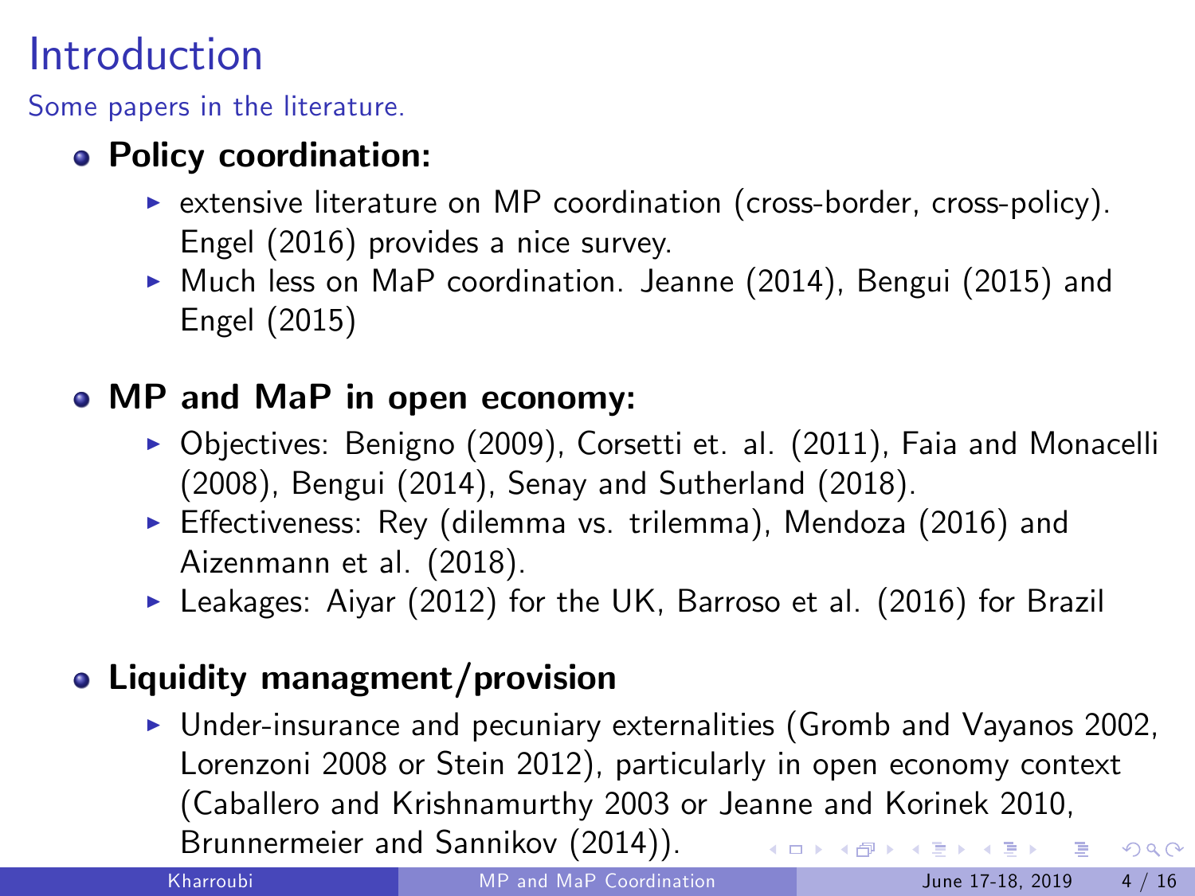# Introduction

Some papers in the literature.

- **Policy coordination:**
  - extensive literature on MP coordination (cross-border, cross-policy). Engel (2016) provides a nice survey.
  - Much less on MaP coordination. Jeanne (2014), Bengui (2015) and Engel (2015)

- **MP and MaP in open economy:**
  - Objectives: Benigno (2009), Corsetti et. al. (2011), Faia and Monacelli (2008), Bengui (2014), Senay and Sutherland (2018).
  - Effectiveness: Rey (dilemma vs. trilemma), Mendoza (2016) and Aizenmann et al. (2018).
  - Leakages: Aiyar (2012) for the UK, Barroso et al. (2016) for Brazil

- **Liquidity managment/provision**
  - Under-insurance and pecuniary externalities (Gromb and Vayanos 2002, Lorenzoni 2008 or Stein 2012), particularly in open economy context (Caballero and Krishnamurthy 2003 or Jeanne and Korinek 2010, Brunnermeier and Sannikov (2014)).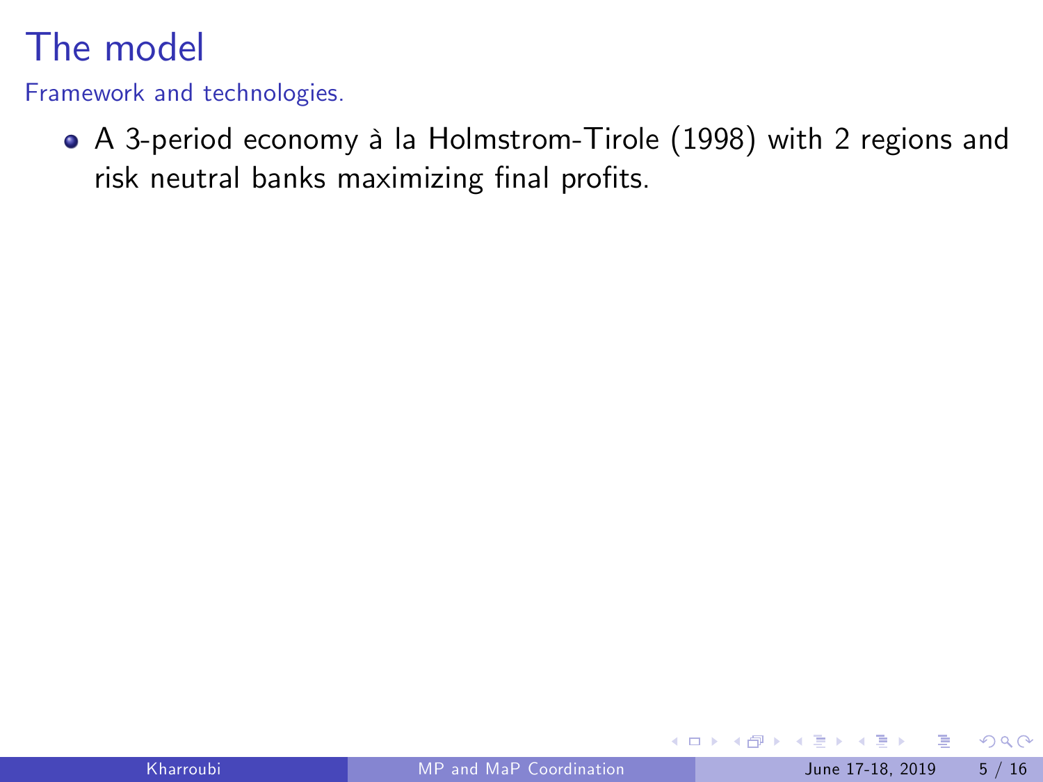# The model

Framework and technologies.

- A 3-period economy à la Holmstrom-Tirole (1998) with 2 regions and risk neutral banks maximizing final profits.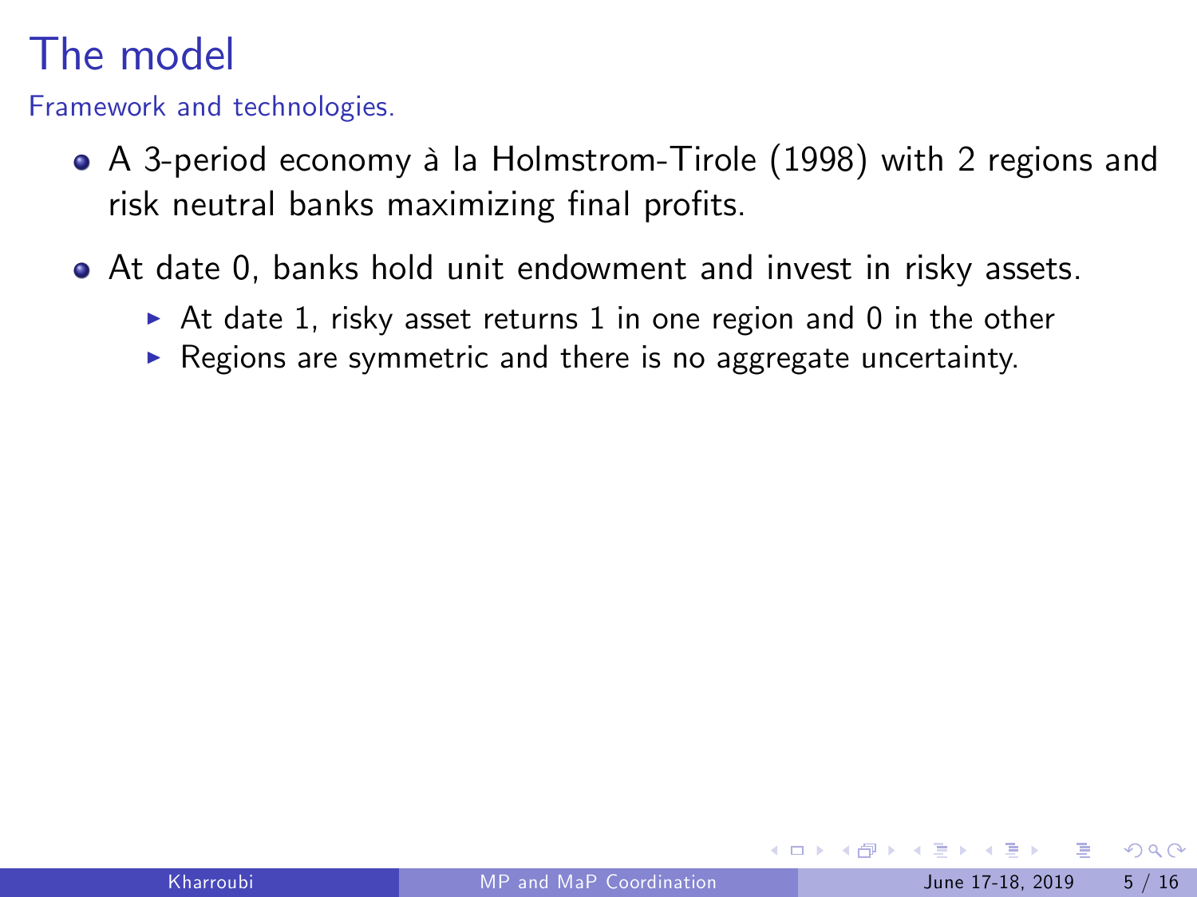# The model

Framework and technologies.

- A 3-period economy à la Holmstrom-Tirole (1998) with 2 regions and risk neutral banks maximizing final profits.
- At date 0, banks hold unit endowment and invest in risky assets.
  - At date 1, risky asset returns 1 in one region and 0 in the other
  - Regions are symmetric and there is no aggregate uncertainty.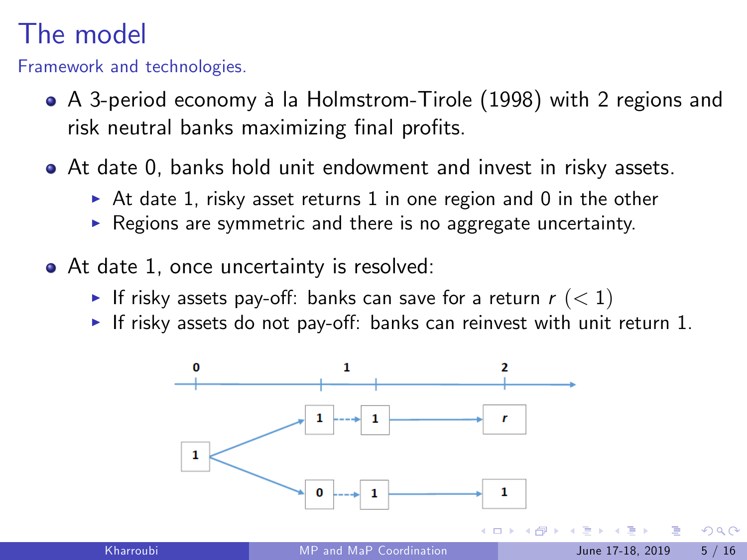# The model

Framework and technologies.

- A 3-period economy à la Holmstrom-Tirole (1998) with 2 regions and risk neutral banks maximizing final profits.
- At date 0, banks hold unit endowment and invest in risky assets.
  - At date 1, risky asset returns 1 in one region and 0 in the other
  - Regions are symmetric and there is no aggregate uncertainty.
- At date 1, once uncertainty is resolved:
  - If risky assets pay-off: banks can save for a return $r$ $(< 1)$
  - If risky assets do not pay-off: banks can reinvest with unit return 1.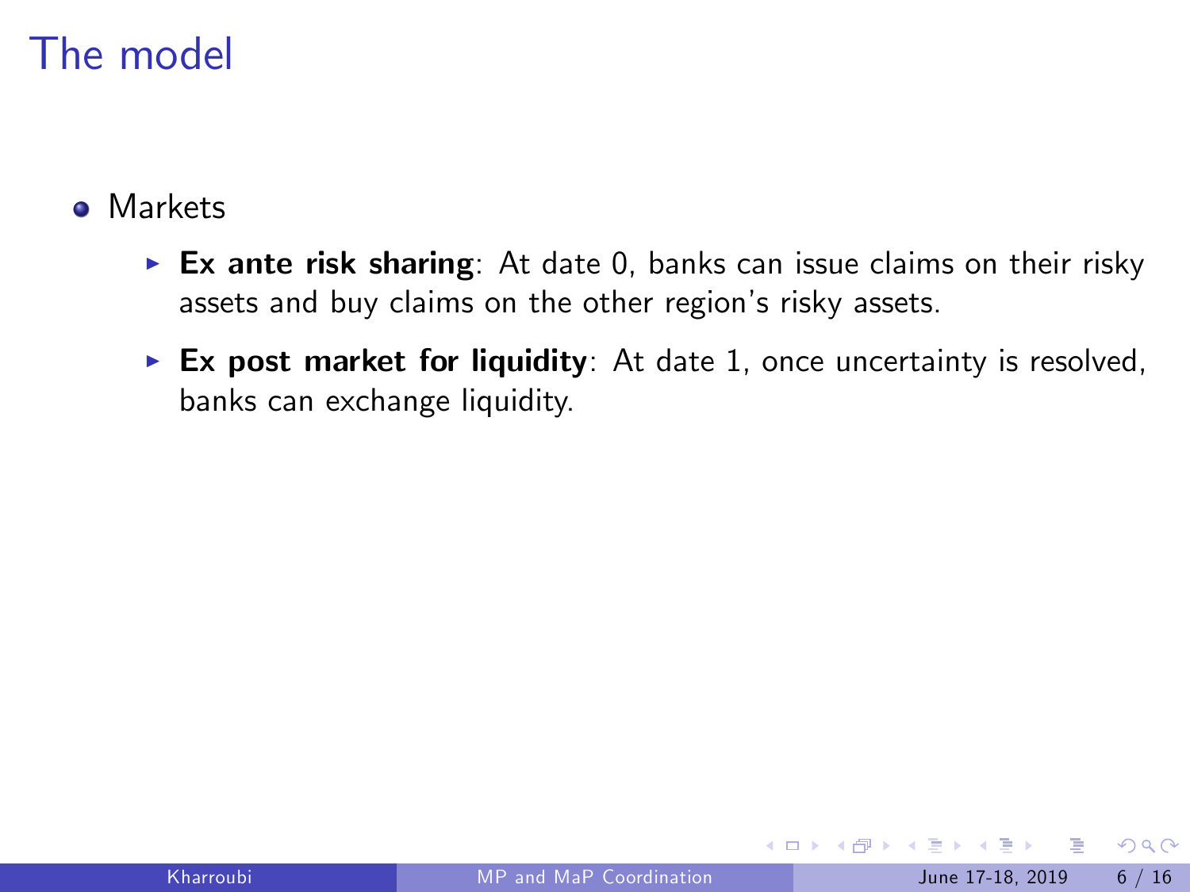# The model

- Markets
  - **Ex ante risk sharing**: At date 0, banks can issue claims on their risky assets and buy claims on the other region's risky assets.
  - **Ex post market for liquidity**: At date 1, once uncertainty is resolved, banks can exchange liquidity.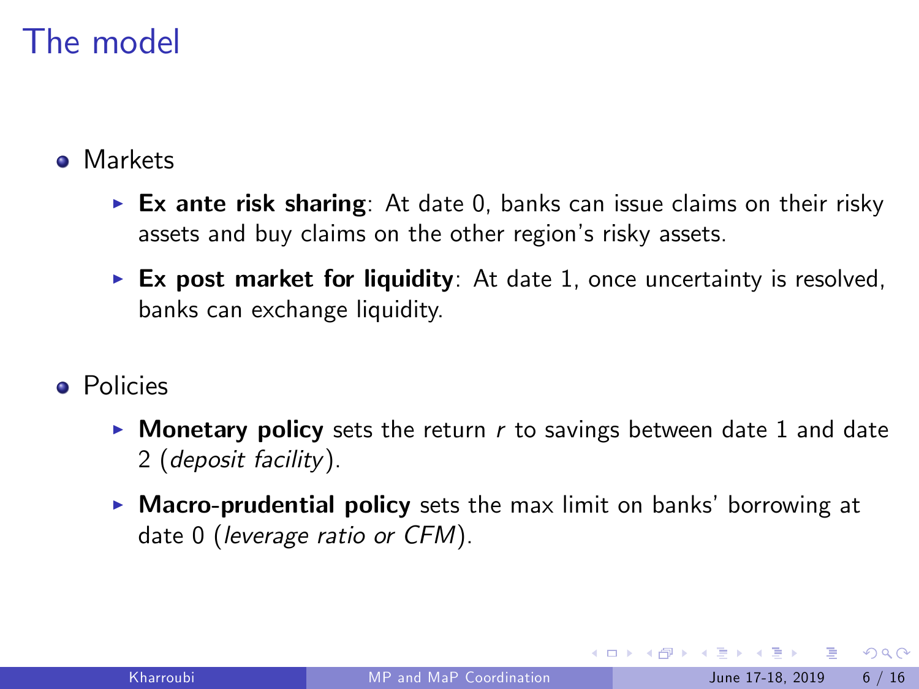# The model

- Markets
  - **Ex ante risk sharing**: At date 0, banks can issue claims on their risky assets and buy claims on the other region's risky assets.
  - **Ex post market for liquidity**: At date 1, once uncertainty is resolved, banks can exchange liquidity.
- Policies
  - **Monetary policy** sets the return $r$ to savings between date 1 and date 2 (*deposit facility*).
  - **Macro-prudential policy** sets the max limit on banks' borrowing at date 0 (*leverage ratio or CFM*).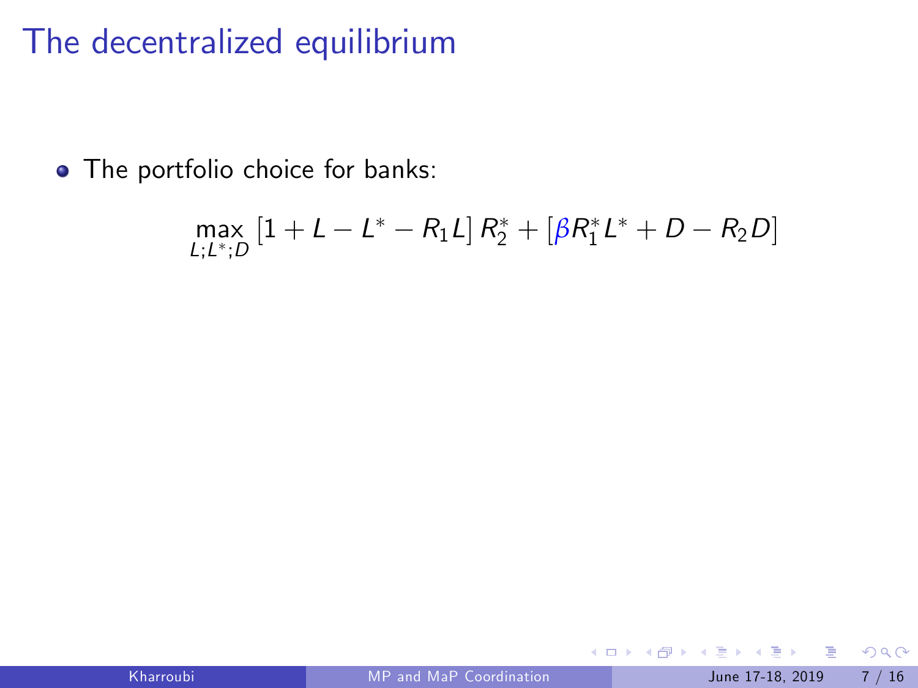# The decentralized equilibrium

- The portfolio choice for banks:

$$\max_{L;L^*;D} \left[1 + L - L^* - R_1 L\right] R_2^* + \left[\beta R_1^* L^* + D - R_2 D\right]$$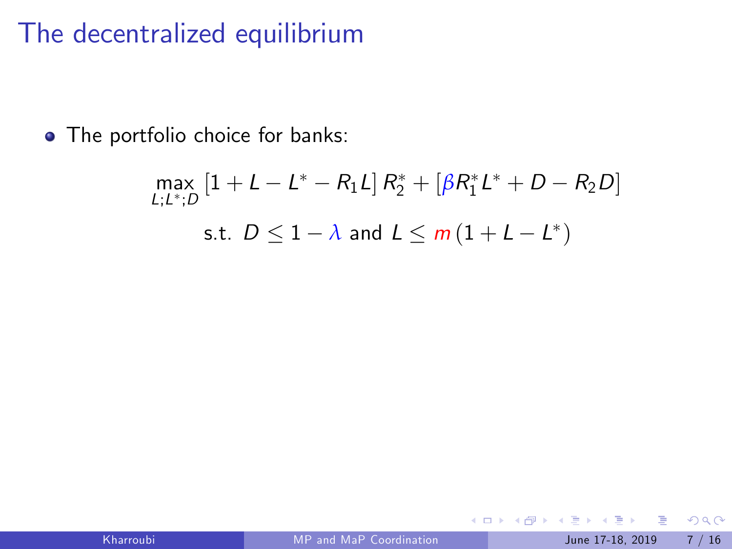# The decentralized equilibrium

- The portfolio choice for banks:

$$\max_{L;L^*;D} \left[1 + L - L^* - R_1 L\right] R_2^* + \left[\beta R_1^* L^* + D - R_2 D\right]$$

$$\text{s.t. } D \leq 1 - \lambda \text{ and } L \leq m\left(1 + L - L^*\right)$$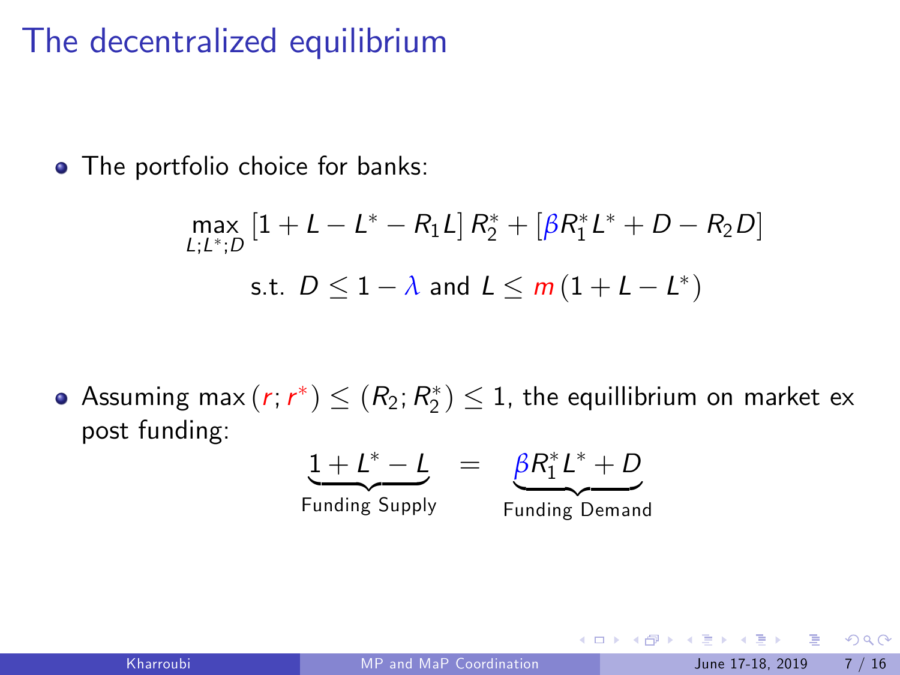# The decentralized equilibrium

- The portfolio choice for banks:

$$\max_{L;L^*;D} \left[1 + L - L^* - R_1 L\right] R_2^* + \left[\beta R_1^* L^* + D - R_2 D\right]$$

$$\text{s.t. } D \leq 1 - \lambda \text{ and } L \leq m\left(1 + L - L^*\right)$$

- Assuming $\max\left(r; r^*\right) \leq \left(R_2; R_2^*\right) \leq 1$, the equillibrium on market ex post funding:

$$\underbrace{1 + L^* - L}_{\text{Funding Supply}} = \underbrace{\beta R_1^* L^* + D}_{\text{Funding Demand}}$$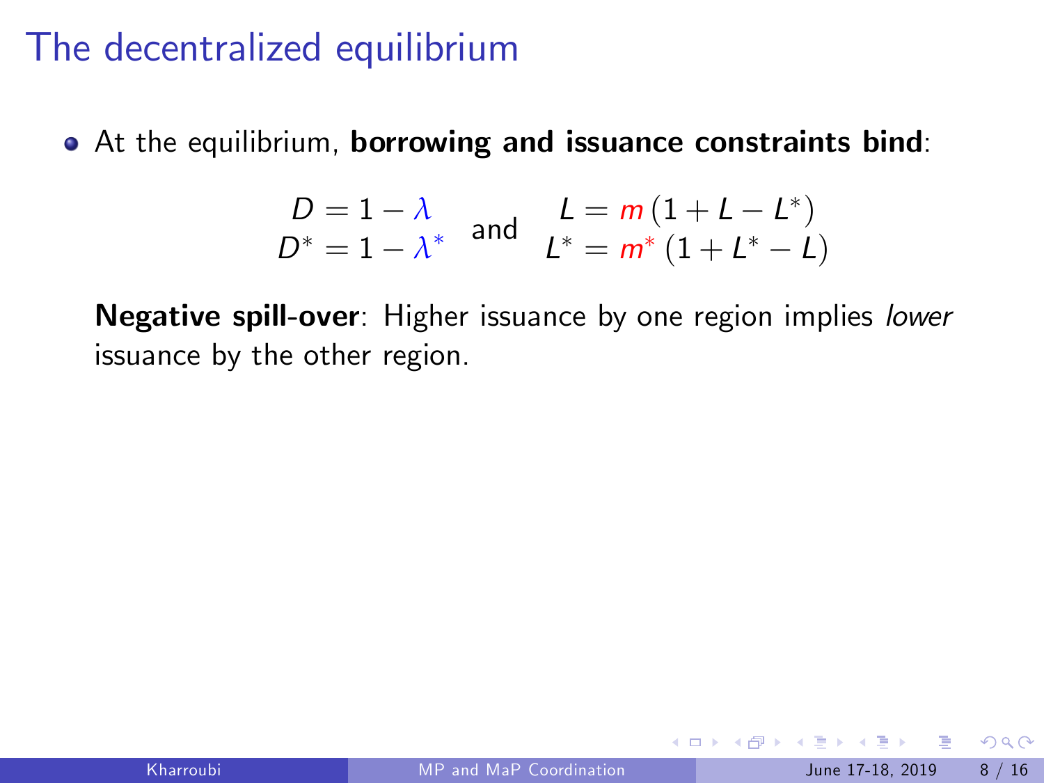# The decentralized equilibrium

- At the equilibrium, **borrowing and issuance constraints bind**:

$$
\begin{aligned} D &= 1 - \lambda \\ D^* &= 1 - \lambda^* \end{aligned}
\quad \text{and} \quad
\begin{aligned} L &= m\left(1 + L - L^*\right) \\ L^* &= m^*\left(1 + L^* - L\right) \end{aligned}
$$

  **Negative spill-over**: Higher issuance by one region implies *lower* issuance by the other region.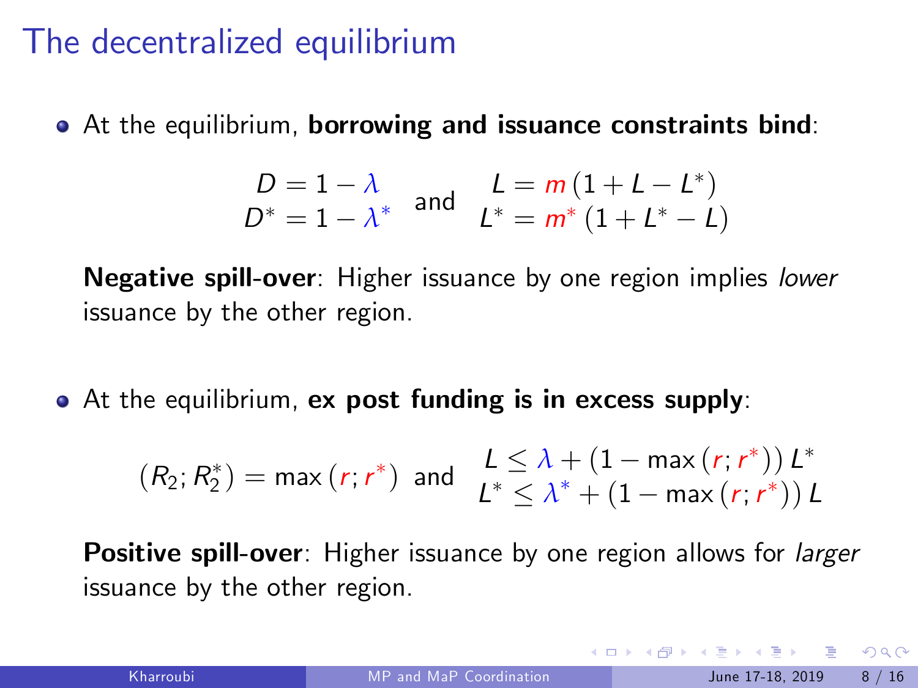# The decentralized equilibrium

- At the equilibrium, **borrowing and issuance constraints bind**:

$$\begin{array}{c} D = 1 - \lambda \\ D^* = 1 - \lambda^* \end{array} \quad \text{and} \quad \begin{array}{c} L = m\left(1 + L - L^*\right) \\ L^* = m^*\left(1 + L^* - L\right) \end{array}$$

  **Negative spill-over**: Higher issuance by one region implies *lower* issuance by the other region.

- At the equilibrium, **ex post funding is in excess supply**:

$$\left(R_2; R_2^*\right) = \max\left(r; r^*\right) \text{ and } \begin{array}{c} L \leq \lambda + \left(1 - \max\left(r; r^*\right)\right) L^* \\ L^* \leq \lambda^* + \left(1 - \max\left(r; r^*\right)\right) L \end{array}$$

  **Positive spill-over**: Higher issuance by one region allows for *larger* issuance by the other region.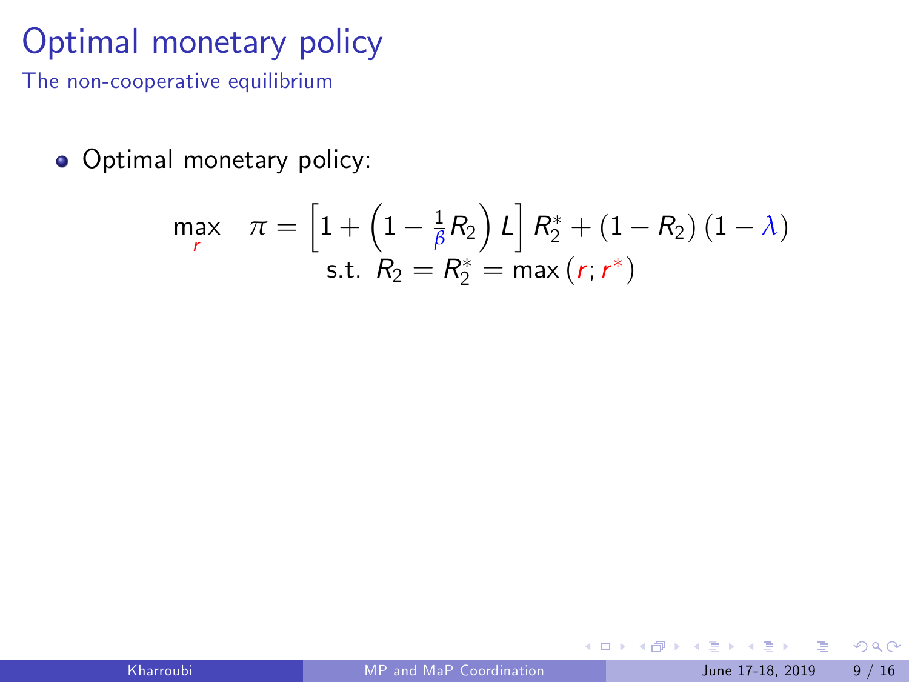# Optimal monetary policy

## The non-cooperative equilibrium

- Optimal monetary policy:

$$\max_{r} \quad \pi = \left[1 + \left(1 - \frac{1}{\beta} R_2\right) L\right] R_2^* + \left(1 - R_2\right)\left(1 - \lambda\right)$$
$$\text{s.t. } R_2 = R_2^* = \max\left(r; r^*\right)$$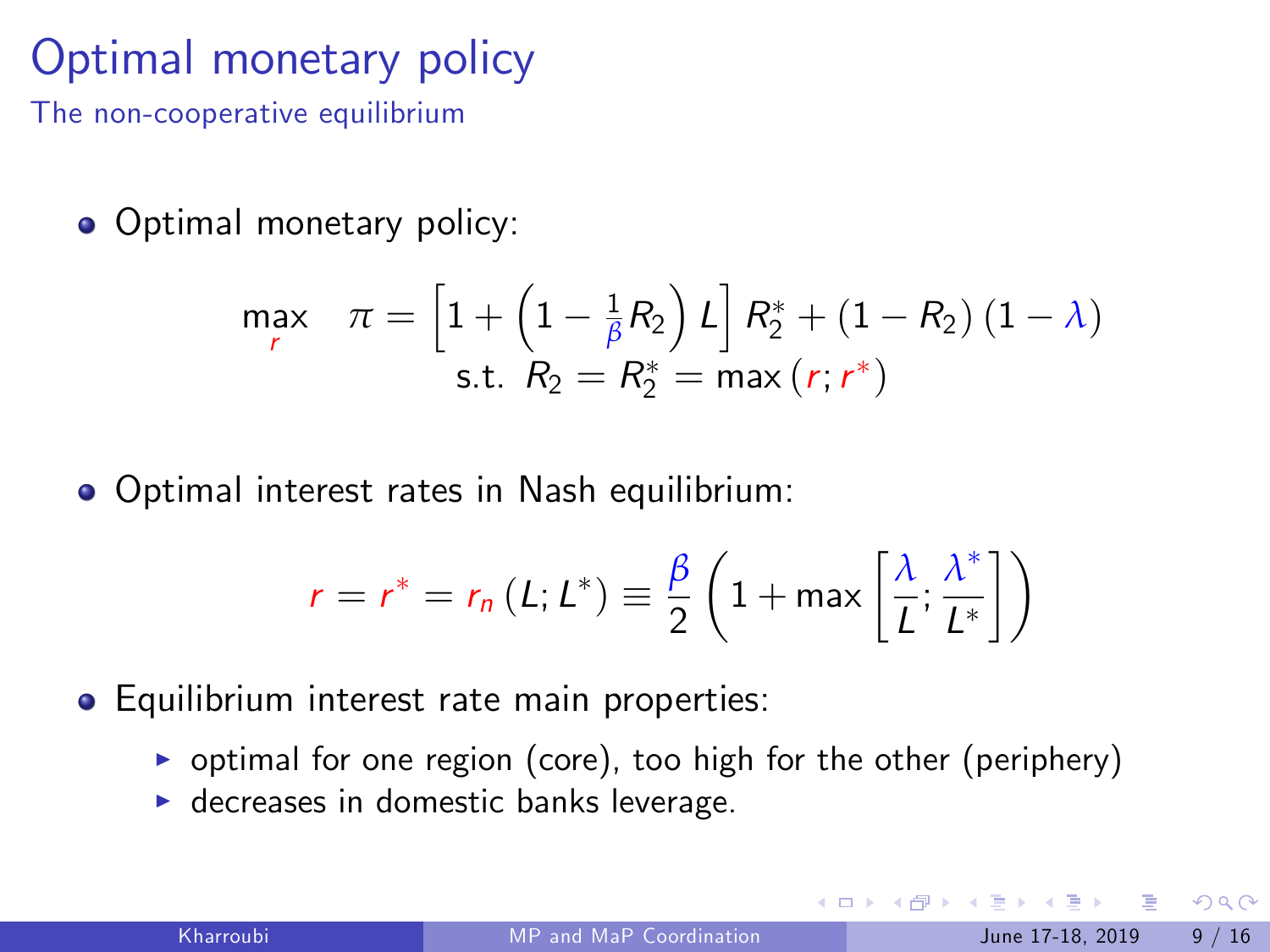# Optimal monetary policy

## The non-cooperative equilibrium

- Optimal monetary policy:

$$\max_{r} \quad \pi = \left[1 + \left(1 - \tfrac{1}{\beta} R_2\right) L\right] R_2^* + (1 - R_2)(1 - \lambda)$$
$$\text{s.t. } R_2 = R_2^* = \max(r; r^*)$$

- Optimal interest rates in Nash equilibrium:

$$r = r^* = r_n(L; L^*) \equiv \frac{\beta}{2}\left(1 + \max\left[\frac{\lambda}{L}; \frac{\lambda^*}{L^*}\right]\right)$$

- Equilibrium interest rate main properties:
  - optimal for one region (core), too high for the other (periphery)
  - decreases in domestic banks leverage.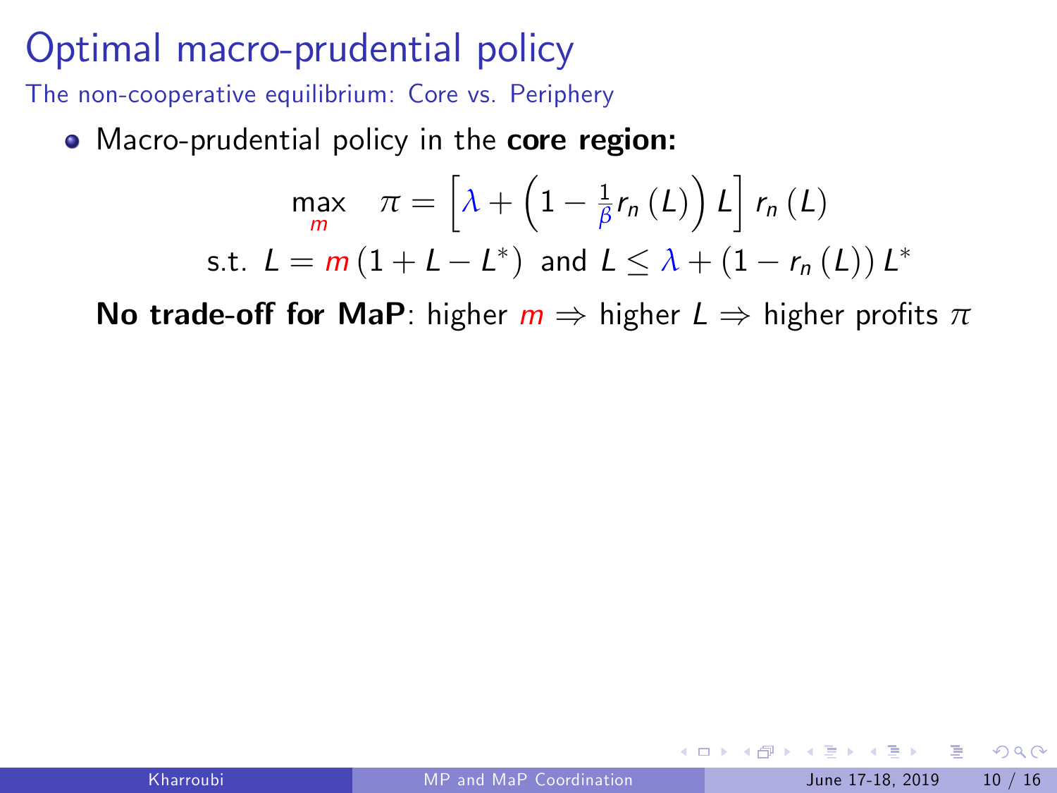# Optimal macro-prudential policy

## The non-cooperative equilibrium: Core vs. Periphery

- Macro-prudential policy in the **core region:**

$$\max_{m} \quad \pi = \left[\lambda + \left(1 - \frac{1}{\beta} r_n(L)\right) L\right] r_n(L)$$

$$\text{s.t. } L = m\left(1 + L - L^*\right) \text{ and } L \leq \lambda + \left(1 - r_n(L)\right) L^*$$

**No trade-off for MaP**: higher $m \Rightarrow$ higher $L \Rightarrow$ higher profits $\pi$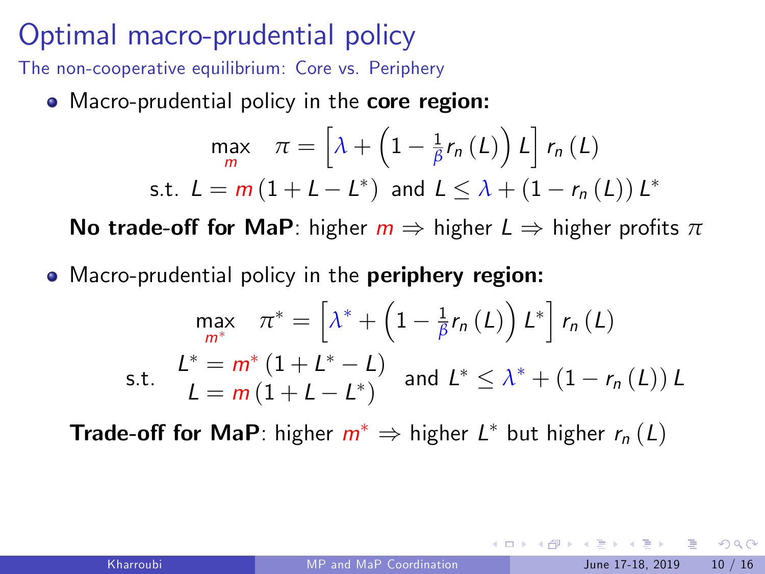# Optimal macro-prudential policy

The non-cooperative equilibrium: Core vs. Periphery

- Macro-prudential policy in the **core region:**

$$\max_{m} \quad \pi = \left[\lambda + \left(1 - \frac{1}{\beta} r_n(L)\right) L\right] r_n(L)$$

$$\text{s.t. } L = m(1 + L - L^*) \text{ and } L \leq \lambda + (1 - r_n(L)) L^*$$

**No trade-off for MaP**: higher $m \Rightarrow$ higher $L \Rightarrow$ higher profits $\pi$

- Macro-prudential policy in the **periphery region:**

$$\max_{m^*} \quad \pi^* = \left[\lambda^* + \left(1 - \frac{1}{\beta} r_n(L)\right) L^*\right] r_n(L)$$

$$\text{s.t. } \begin{array}{c} L^* = m^*(1 + L^* - L) \\ L = m(1 + L - L^*) \end{array} \text{ and } L^* \leq \lambda^* + (1 - r_n(L)) L$$

**Trade-off for MaP**: higher $m^* \Rightarrow$ higher $L^*$ but higher $r_n(L)$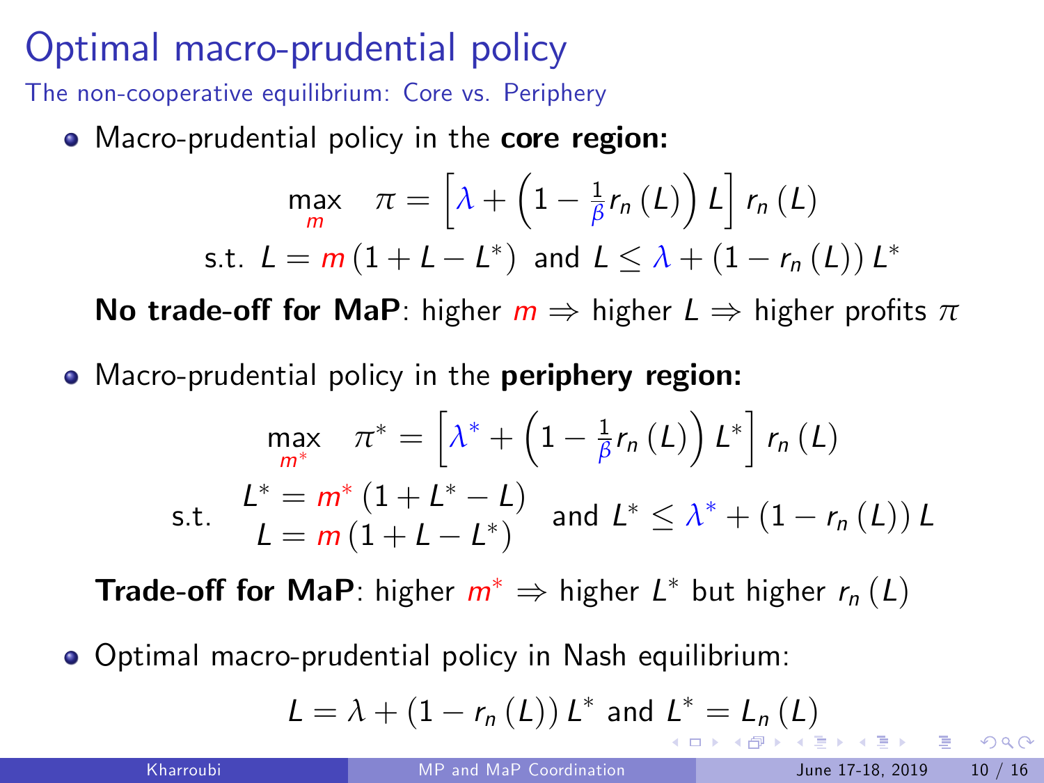# Optimal macro-prudential policy

## The non-cooperative equilibrium: Core vs. Periphery

- Macro-prudential policy in the **core region:**

$$\max_{m} \quad \pi = \left[\lambda + \left(1 - \frac{1}{\beta} r_n(L)\right) L\right] r_n(L)$$

$$\text{s.t. } L = m(1 + L - L^*) \text{ and } L \leq \lambda + (1 - r_n(L)) L^*$$

**No trade-off for MaP**: higher $m \Rightarrow$ higher $L \Rightarrow$ higher profits $\pi$

- Macro-prudential policy in the **periphery region:**

$$\max_{m^*} \quad \pi^* = \left[\lambda^* + \left(1 - \frac{1}{\beta} r_n(L)\right) L^*\right] r_n(L)$$

$$\text{s.t. } \begin{array}{c} L^* = m^*(1 + L^* - L) \\ L = m(1 + L - L^*) \end{array} \text{ and } L^* \leq \lambda^* + (1 - r_n(L)) L$$

**Trade-off for MaP**: higher $m^* \Rightarrow$ higher $L^*$ but higher $r_n(L)$

- Optimal macro-prudential policy in Nash equilibrium:

$$L = \lambda + (1 - r_n(L)) L^* \text{ and } L^* = L_n(L)$$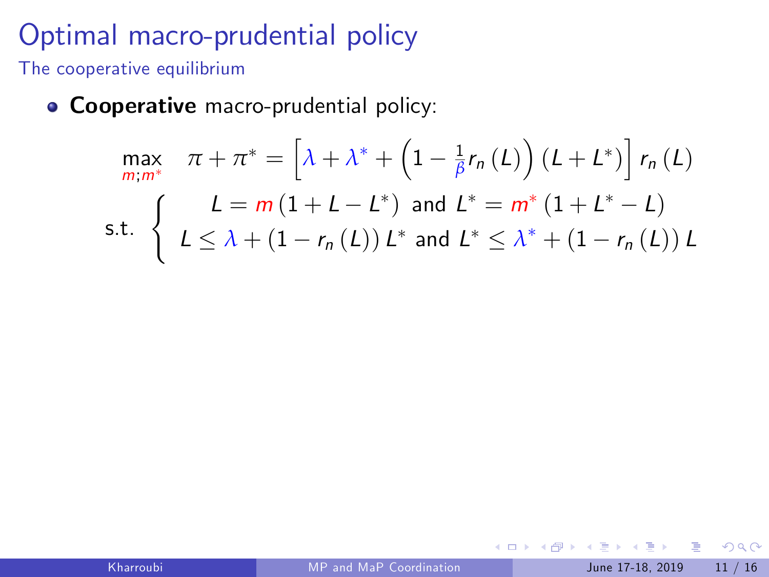# Optimal macro-prudential policy

The cooperative equilibrium

- **Cooperative** macro-prudential policy:

$$\max_{m;m^*} \quad \pi + \pi^* = \left[\lambda + \lambda^* + \left(1 - \frac{1}{\beta} r_n(L)\right)(L + L^*)\right] r_n(L)$$

$$\text{s.t.} \quad \begin{cases} L = m(1 + L - L^*) \text{ and } L^* = m^*(1 + L^* - L) \\ L \leq \lambda + (1 - r_n(L)) L^* \text{ and } L^* \leq \lambda^* + (1 - r_n(L)) L \end{cases}$$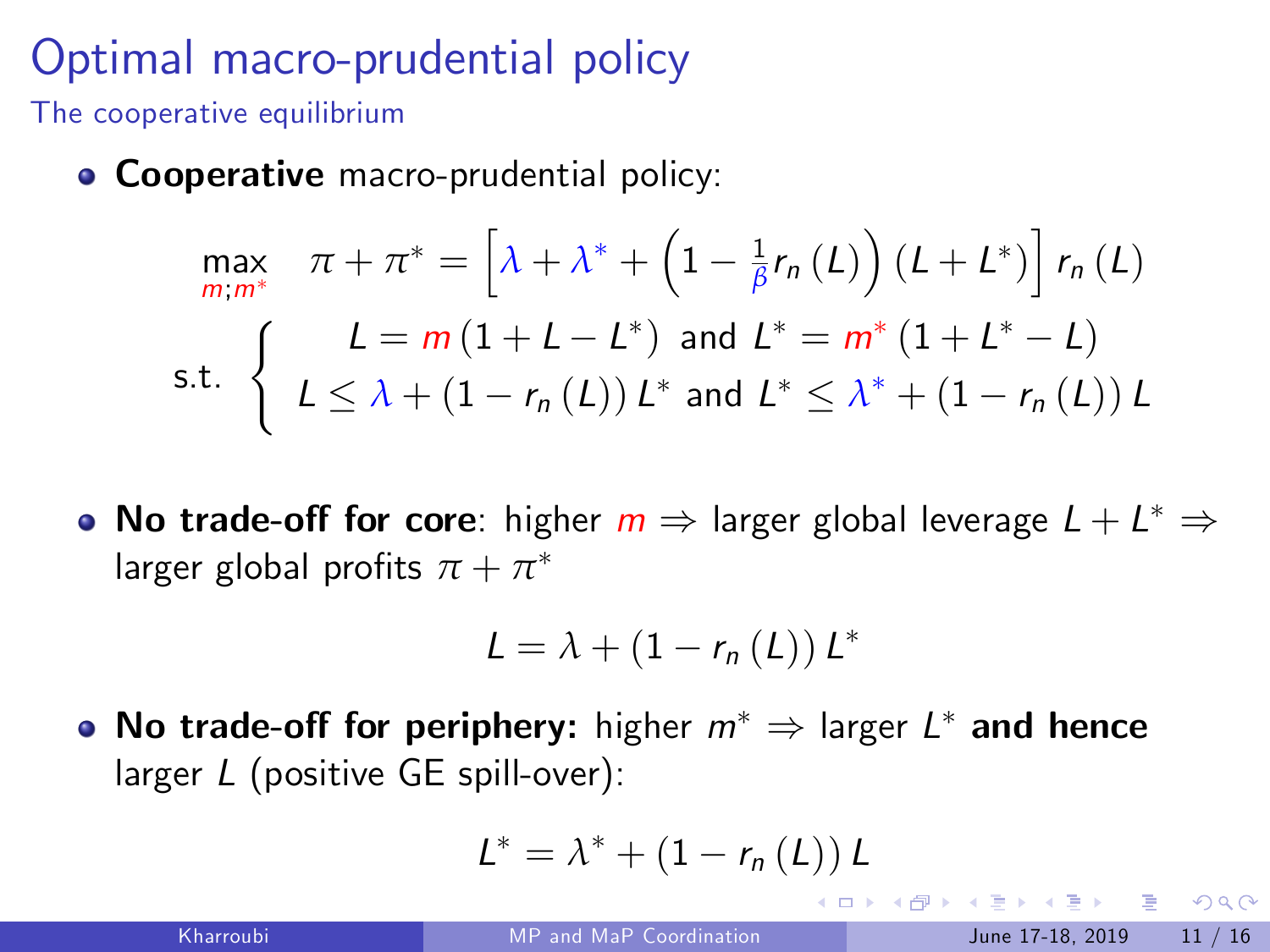# Optimal macro-prudential policy

## The cooperative equilibrium

- **Cooperative** macro-prudential policy:

$$\max_{m;m^*} \quad \pi + \pi^* = \left[\lambda + \lambda^* + \left(1 - \frac{1}{\beta} r_n(L)\right)(L + L^*)\right] r_n(L)$$

$$\text{s.t.} \begin{cases} L = m(1 + L - L^*) \text{ and } L^* = m^*(1 + L^* - L) \\ L \leq \lambda + (1 - r_n(L)) L^* \text{ and } L^* \leq \lambda^* + (1 - r_n(L)) L \end{cases}$$

- **No trade-off for core**: higher $m \Rightarrow$ larger global leverage $L + L^* \Rightarrow$ larger global profits $\pi + \pi^*$

$$L = \lambda + (1 - r_n(L)) L^*$$

- **No trade-off for periphery:** higher $m^* \Rightarrow$ larger $L^*$ **and hence** larger $L$ (positive GE spill-over):

$$L^* = \lambda^* + (1 - r_n(L)) L$$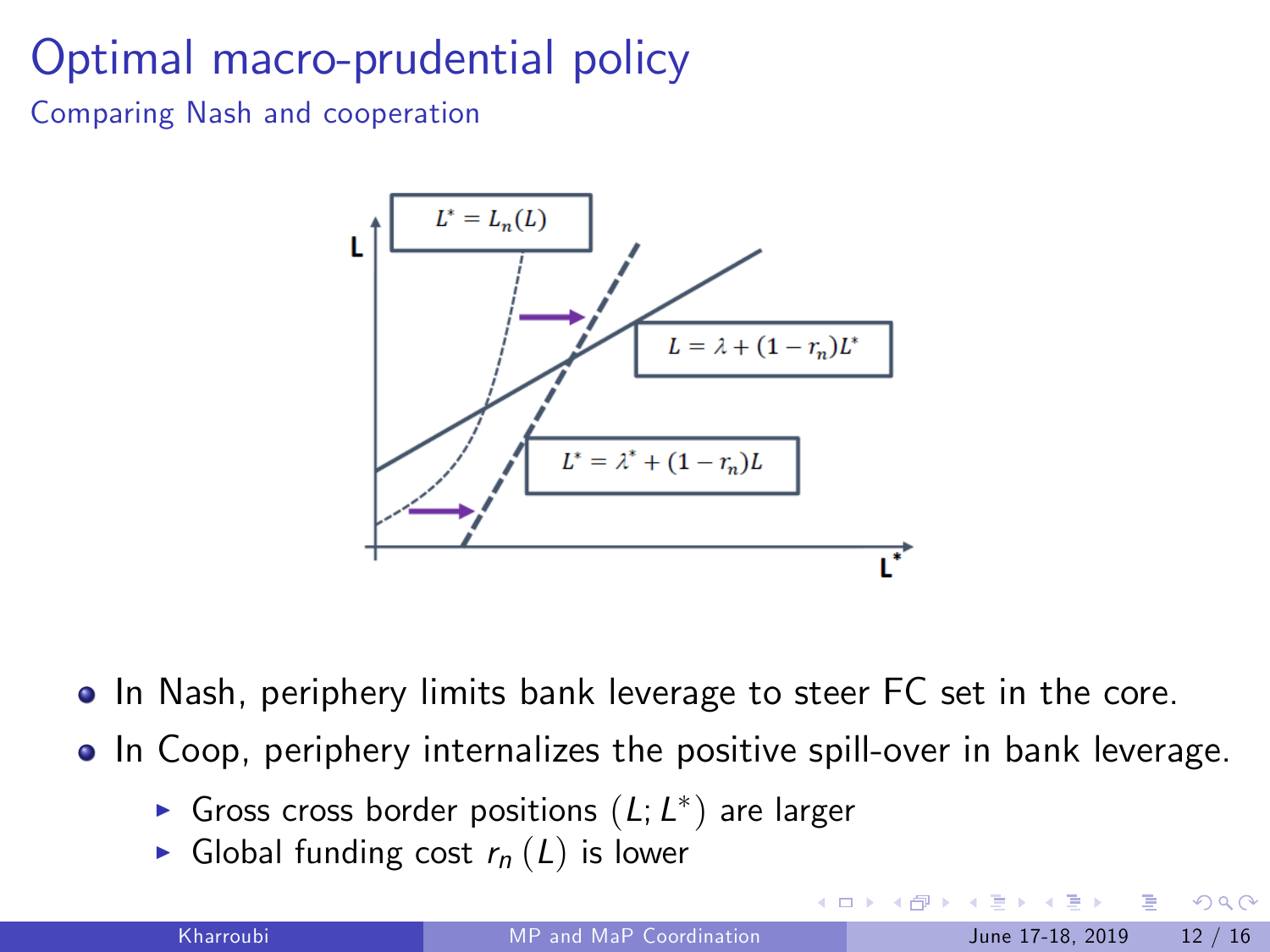# Optimal macro-prudential policy

## Comparing Nash and cooperation

$L^* = L_n(L)$

$L = \lambda + (1 - r_n)L^*$

$L^* = \lambda^* + (1 - r_n)L$

- In Nash, periphery limits bank leverage to steer FC set in the core.
- In Coop, periphery internalizes the positive spill-over in bank leverage.
  - Gross cross border positions $(L; L^*)$ are larger
  - Global funding cost $r_n(L)$ is lower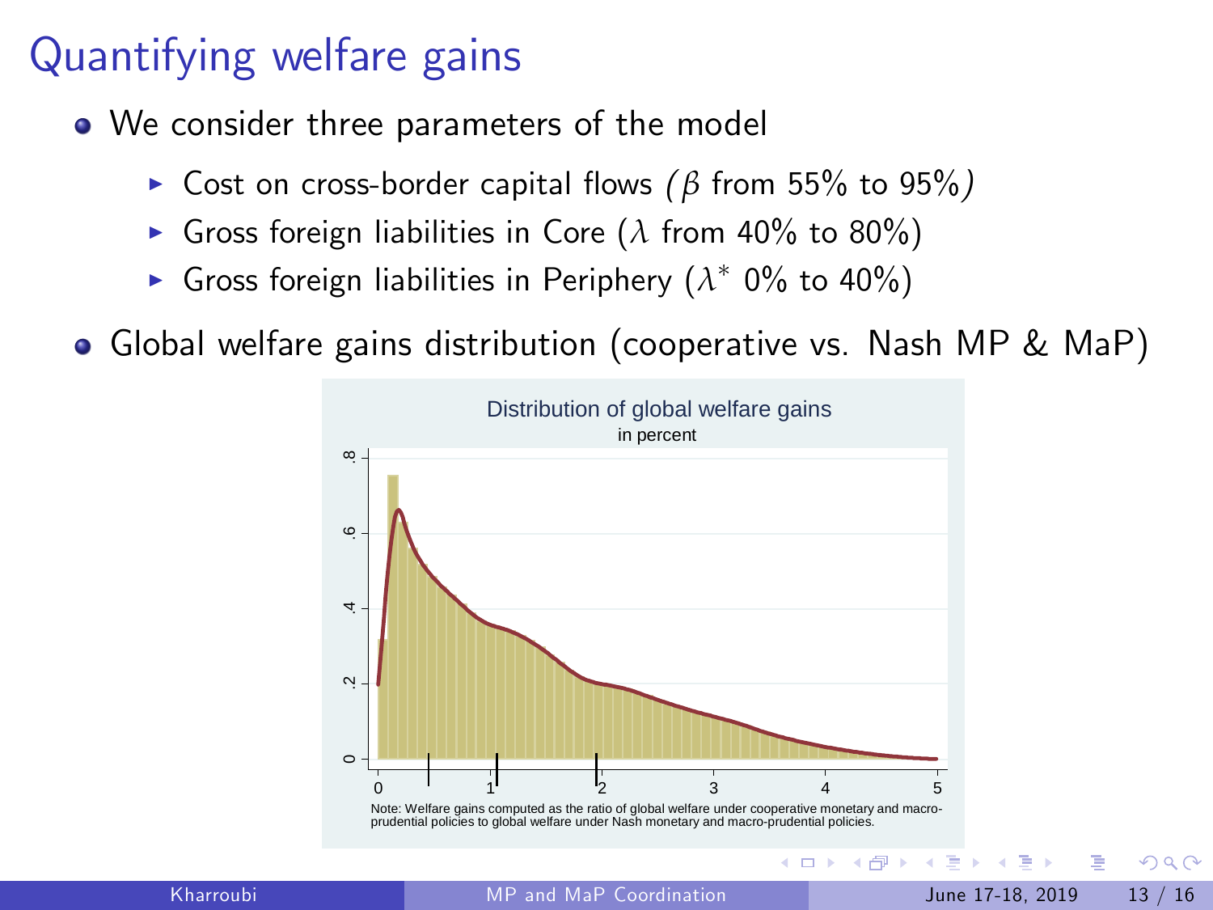# Quantifying welfare gains

- We consider three parameters of the model
  - Cost on cross-border capital flows *($\beta$ from 55% to 95%)*
  - Gross foreign liabilities in Core ($\lambda$ from 40% to 80%)
  - Gross foreign liabilities in Periphery ($\lambda^*$ 0% to 40%)
- Global welfare gains distribution (cooperative vs. Nash MP & MaP)

Distribution of global welfare gains
in percent

Note: Welfare gains computed as the ratio of global welfare under cooperative monetary and macro-prudential policies to global welfare under Nash monetary and macro-prudential policies.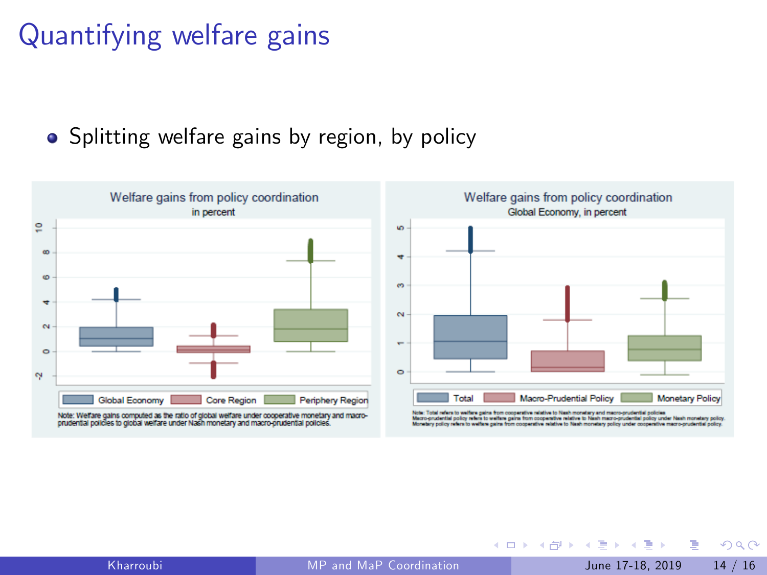# Quantifying welfare gains

- Splitting welfare gains by region, by policy

Welfare gains from policy coordination
in percent

Global Economy | Core Region | Periphery Region

Note: Welfare gains computed as the ratio of global welfare under cooperative monetary and macro-prudential policies to global welfare under Nash monetary and macro-prudential policies.

Welfare gains from policy coordination
Global Economy, in percent

Total | Macro-Prudential Policy | Monetary Policy

Note: Total refers to welfare gains from cooperative relative to Nash monetary and macro-prudential policies. Macro-prudential policy refers to welfare gains from cooperative relative to Nash macro-prudential policy under Nash monetary policy. Monetary policy refers to welfare gains from cooperative relative to Nash monetary policy under cooperative macro-prudential policy.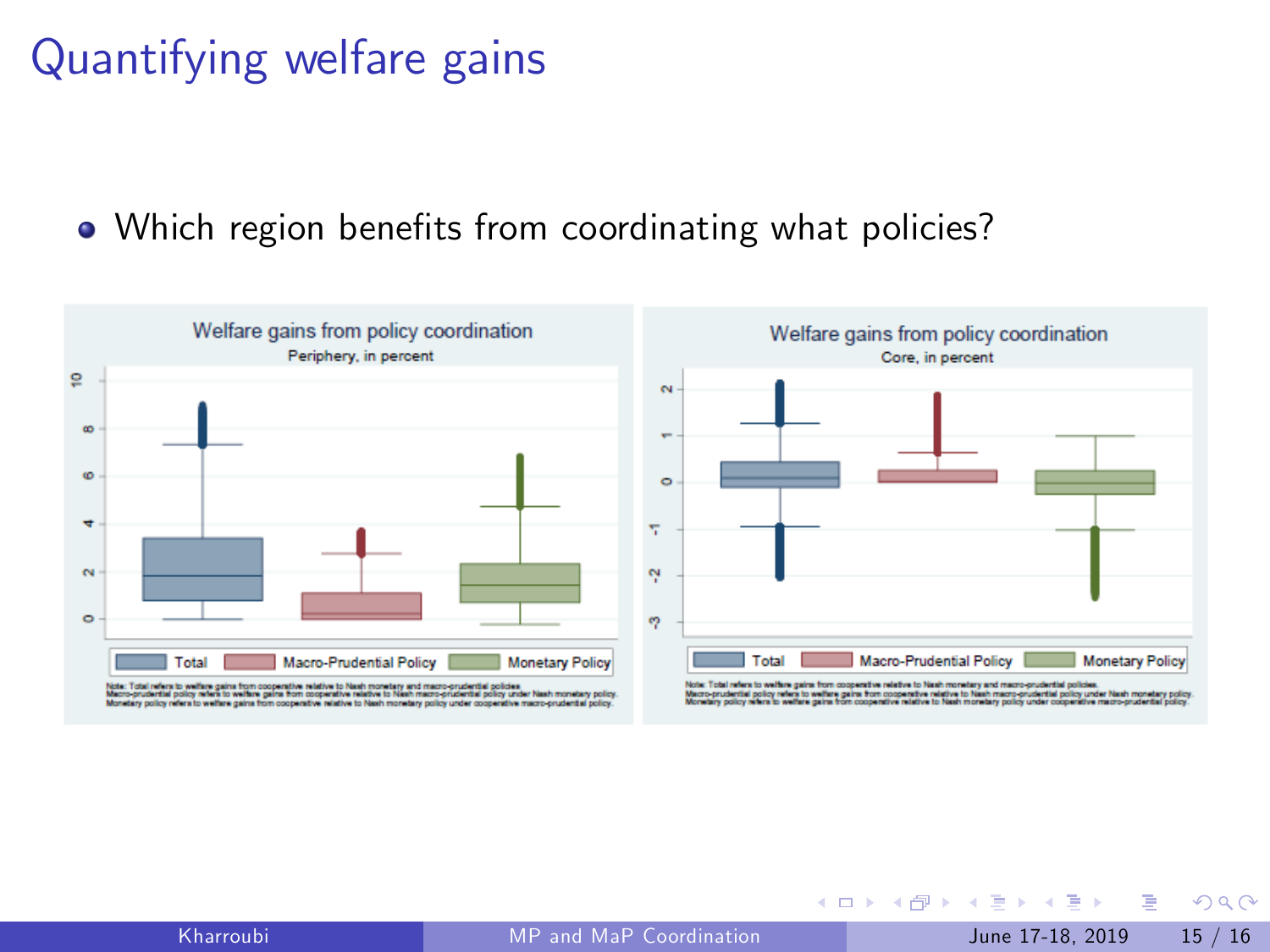# Quantifying welfare gains

- Which region benefits from coordinating what policies?

Welfare gains from policy coordination
Periphery, in percent

Total | Macro-Prudential Policy | Monetary Policy

Note: Total refers to welfare gains from cooperative relative to Nash monetary and macro-prudential policies.
Macro-prudential policy refers to welfare gains from cooperative relative to Nash macro-prudential policy under Nash monetary policy.
Monetary policy refers to welfare gains from cooperative relative to Nash monetary policy under cooperative macro-prudential policy.

Welfare gains from policy coordination
Core, in percent

Total | Macro-Prudential Policy | Monetary Policy

Note: Total refers to welfare gains from cooperative relative to Nash monetary and macro-prudential policies.
Macro-prudential policy refers to welfare gains from cooperative relative to Nash macro-prudential policy under Nash monetary policy.
Monetary policy refers to welfare gains from cooperative relative to Nash monetary policy under cooperative macro-prudential policy.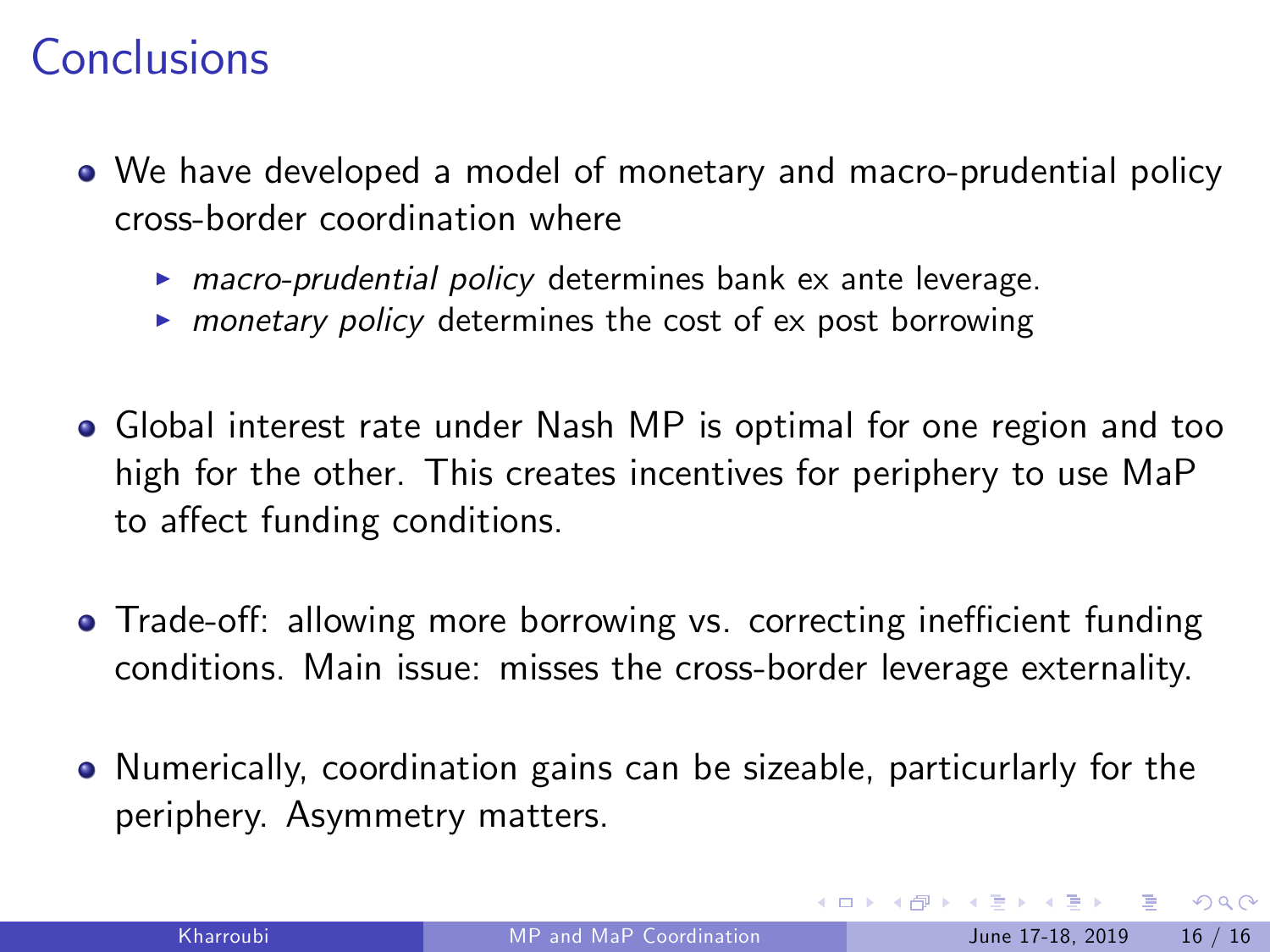# Conclusions

- We have developed a model of monetary and macro-prudential policy cross-border coordination where
  - *macro-prudential policy* determines bank ex ante leverage.
  - *monetary policy* determines the cost of ex post borrowing
- Global interest rate under Nash MP is optimal for one region and too high for the other. This creates incentives for periphery to use MaP to affect funding conditions.
- Trade-off: allowing more borrowing vs. correcting inefficient funding conditions. Main issue: misses the cross-border leverage externality.
- Numerically, coordination gains can be sizeable, particurlarly for the periphery. Asymmetry matters.